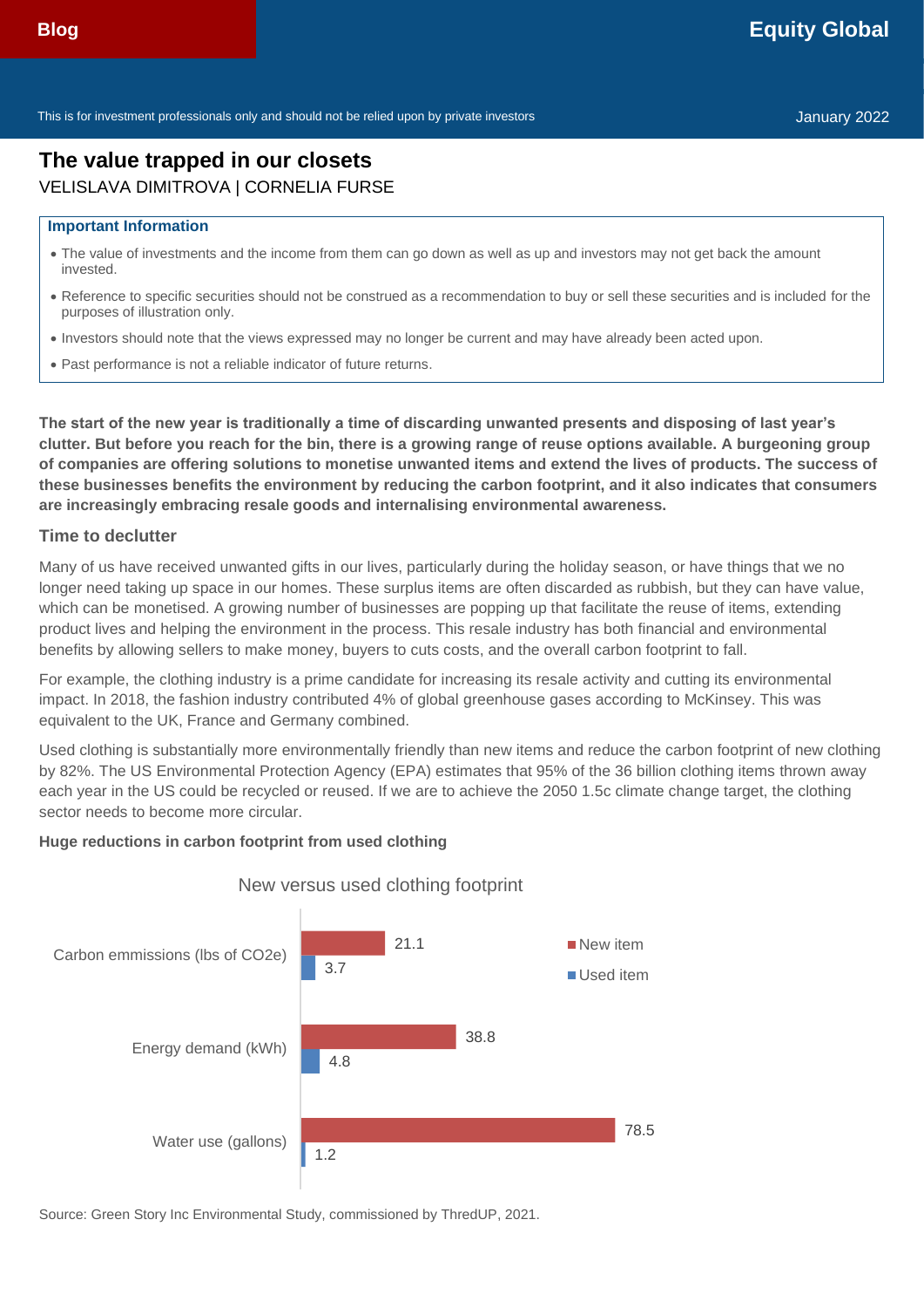Blog

Equity Global

This is for investment professionals only and should not be relied upon by private investors

January 2022

# The value trapped in our closets

VELISLAVA DIMITROVA | CORNELIA FURSE

**Important Information**

- The value of investments and the income from them can go down as well as up and investors may not get back the amount invested.
- Reference to specific securities should not be construed as a recommendation to buy or sell these securities and is included for the purposes of illustration only.
- Investors should note that the views expressed may no longer be current and may have already been acted upon.
- Past performance is not a reliable indicator of future returns.

**The start of the new year is traditionally a time of discarding unwanted presents and disposing of last year's clutter. But before you reach for the bin, there is a growing range of reuse options available. A burgeoning group of companies are offering solutions to monetise unwanted items and extend the lives of products. The success of these businesses benefits the environment by reducing the carbon footprint, and it also indicates that consumers are increasingly embracing resale goods and internalising environmental awareness.**

## Time to declutter

Many of us have received unwanted gifts in our lives, particularly during the holiday season, or have things that we no longer need taking up space in our homes. These surplus items are often discarded as rubbish, but they can have value, which can be monetised. A growing number of businesses are popping up that facilitate the reuse of items, extending product lives and helping the environment in the process. This resale industry has both financial and environmental benefits by allowing sellers to make money, buyers to cuts costs, and the overall carbon footprint to fall.

For example, the clothing industry is a prime candidate for increasing its resale activity and cutting its environmental impact. In 2018, the fashion industry contributed 4% of global greenhouse gases according to McKinsey. This was equivalent to the UK, France and Germany combined.

Used clothing is substantially more environmentally friendly than new items and reduce the carbon footprint of new clothing by 82%. The US Environmental Protection Agency (EPA) estimates that 95% of the 36 billion clothing items thrown away each year in the US could be recycled or reused. If we are to achieve the 2050 1.5c climate change target, the clothing sector needs to become more circular.

**Huge reductions in carbon footprint from used clothing**

New versus used clothing footprint

| | New item | Used item |
|---|---|---|
| Carbon emmissions (lbs of CO2e) | 21.1 | 3.7 |
| Energy demand (kWh) | 38.8 | 4.8 |
| Water use (gallons) | 78.5 | 1.2 |

Source: Green Story Inc Environmental Study, commissioned by ThredUP, 2021.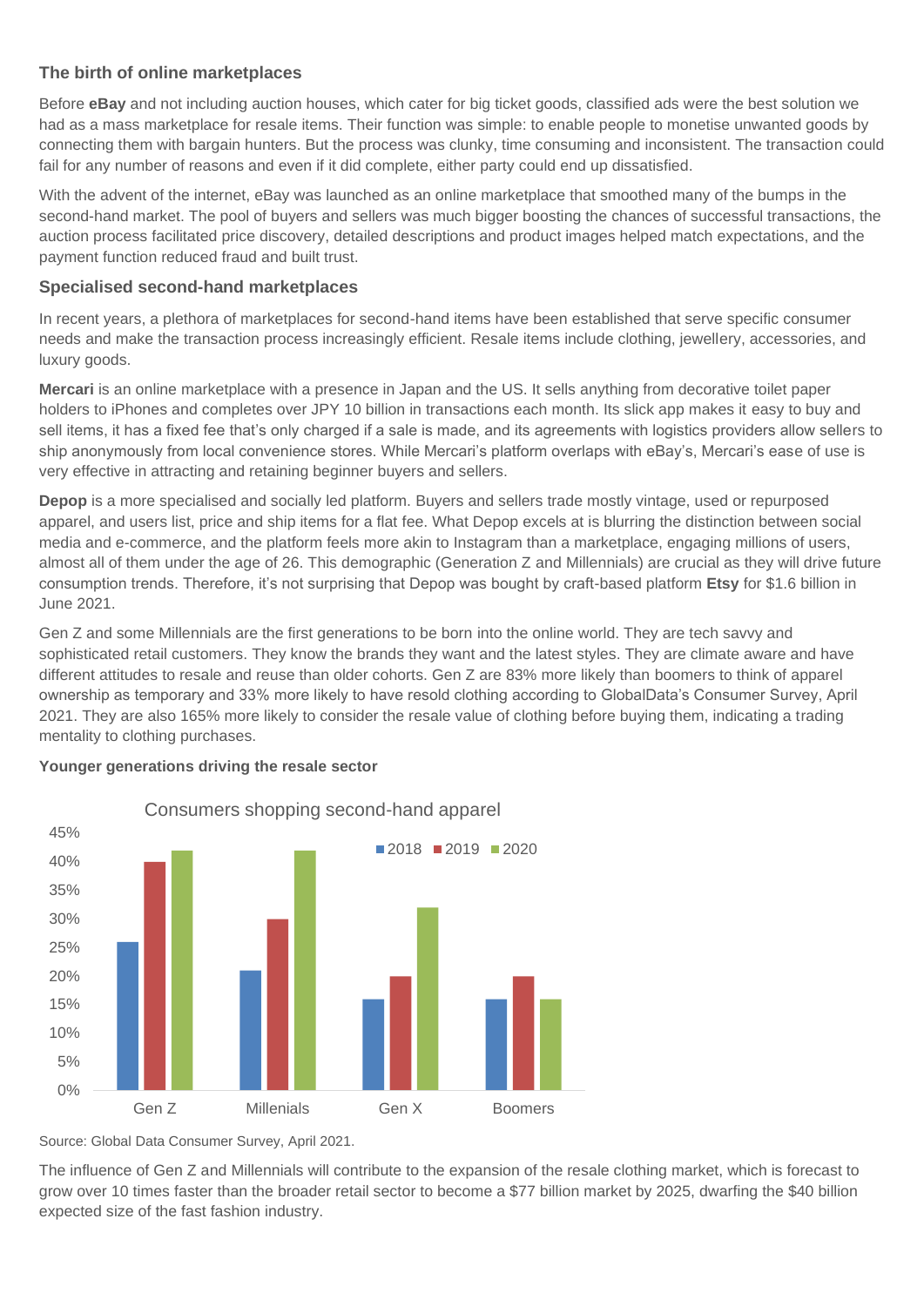### The birth of online marketplaces

Before **eBay** and not including auction houses, which cater for big ticket goods, classified ads were the best solution we had as a mass marketplace for resale items. Their function was simple: to enable people to monetise unwanted goods by connecting them with bargain hunters. But the process was clunky, time consuming and inconsistent. The transaction could fail for any number of reasons and even if it did complete, either party could end up dissatisfied.

With the advent of the internet, eBay was launched as an online marketplace that smoothed many of the bumps in the second-hand market. The pool of buyers and sellers was much bigger boosting the chances of successful transactions, the auction process facilitated price discovery, detailed descriptions and product images helped match expectations, and the payment function reduced fraud and built trust.

### Specialised second-hand marketplaces

In recent years, a plethora of marketplaces for second-hand items have been established that serve specific consumer needs and make the transaction process increasingly efficient. Resale items include clothing, jewellery, accessories, and luxury goods.

**Mercari** is an online marketplace with a presence in Japan and the US. It sells anything from decorative toilet paper holders to iPhones and completes over JPY 10 billion in transactions each month. Its slick app makes it easy to buy and sell items, it has a fixed fee that's only charged if a sale is made, and its agreements with logistics providers allow sellers to ship anonymously from local convenience stores. While Mercari's platform overlaps with eBay's, Mercari's ease of use is very effective in attracting and retaining beginner buyers and sellers.

**Depop** is a more specialised and socially led platform. Buyers and sellers trade mostly vintage, used or repurposed apparel, and users list, price and ship items for a flat fee. What Depop excels at is blurring the distinction between social media and e-commerce, and the platform feels more akin to Instagram than a marketplace, engaging millions of users, almost all of them under the age of 26. This demographic (Generation Z and Millennials) are crucial as they will drive future consumption trends. Therefore, it's not surprising that Depop was bought by craft-based platform **Etsy** for $1.6 billion in June 2021.

Gen Z and some Millennials are the first generations to be born into the online world. They are tech savvy and sophisticated retail customers. They know the brands they want and the latest styles. They are climate aware and have different attitudes to resale and reuse than older cohorts. Gen Z are 83% more likely than boomers to think of apparel ownership as temporary and 33% more likely to have resold clothing according to GlobalData's Consumer Survey, April 2021. They are also 165% more likely to consider the resale value of clothing before buying them, indicating a trading mentality to clothing purchases.

**Younger generations driving the resale sector**

Consumers shopping second-hand apparel

Source: Global Data Consumer Survey, April 2021.

The influence of Gen Z and Millennials will contribute to the expansion of the resale clothing market, which is forecast to grow over 10 times faster than the broader retail sector to become a $77 billion market by 2025, dwarfing the $40 billion expected size of the fast fashion industry.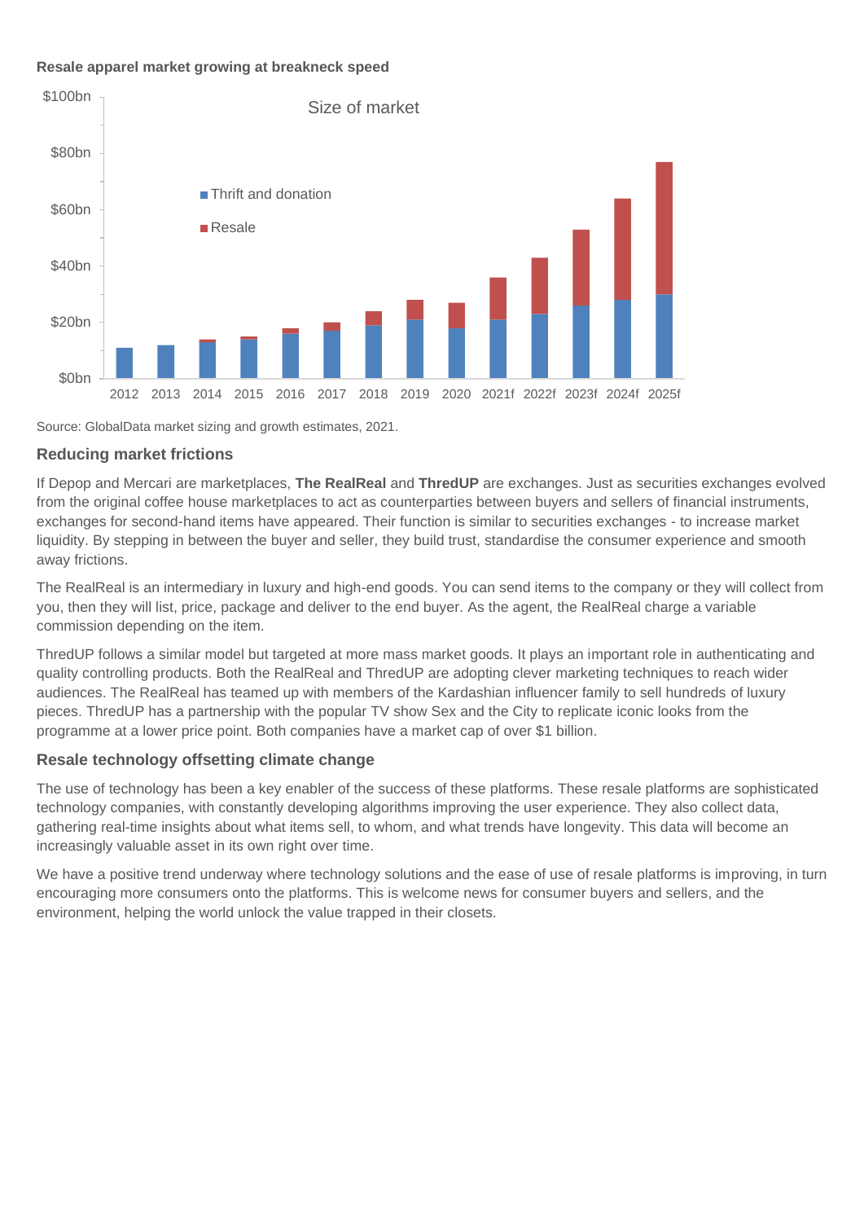**Resale apparel market growing at breakneck speed**

Source: GlobalData market sizing and growth estimates, 2021.

### Reducing market frictions

If Depop and Mercari are marketplaces, **The RealReal** and **ThredUP** are exchanges. Just as securities exchanges evolved from the original coffee house marketplaces to act as counterparties between buyers and sellers of financial instruments, exchanges for second-hand items have appeared. Their function is similar to securities exchanges - to increase market liquidity. By stepping in between the buyer and seller, they build trust, standardise the consumer experience and smooth away frictions.

The RealReal is an intermediary in luxury and high-end goods. You can send items to the company or they will collect from you, then they will list, price, package and deliver to the end buyer. As the agent, the RealReal charge a variable commission depending on the item.

ThredUP follows a similar model but targeted at more mass market goods. It plays an important role in authenticating and quality controlling products. Both the RealReal and ThredUP are adopting clever marketing techniques to reach wider audiences. The RealReal has teamed up with members of the Kardashian influencer family to sell hundreds of luxury pieces. ThredUP has a partnership with the popular TV show Sex and the City to replicate iconic looks from the programme at a lower price point. Both companies have a market cap of over $1 billion.

### Resale technology offsetting climate change

The use of technology has been a key enabler of the success of these platforms. These resale platforms are sophisticated technology companies, with constantly developing algorithms improving the user experience. They also collect data, gathering real-time insights about what items sell, to whom, and what trends have longevity. This data will become an increasingly valuable asset in its own right over time.

We have a positive trend underway where technology solutions and the ease of use of resale platforms is improving, in turn encouraging more consumers onto the platforms. This is welcome news for consumer buyers and sellers, and the environment, helping the world unlock the value trapped in their closets.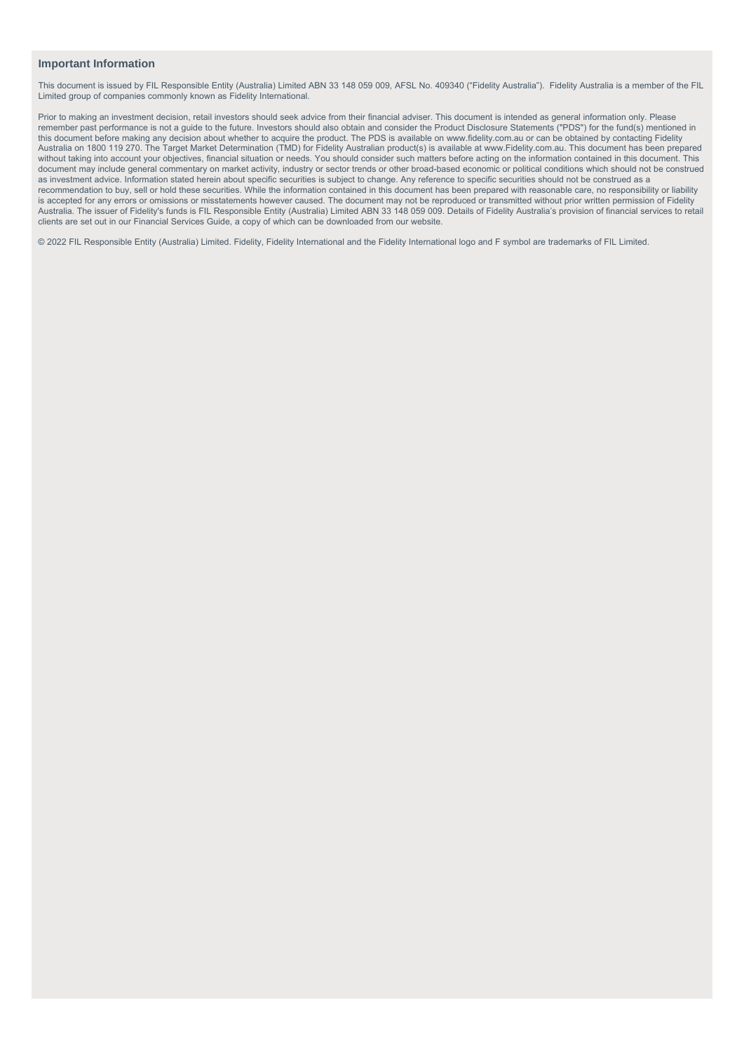## Important Information

This document is issued by FIL Responsible Entity (Australia) Limited ABN 33 148 059 009, AFSL No. 409340 ("Fidelity Australia"). Fidelity Australia is a member of the FIL Limited group of companies commonly known as Fidelity International.

Prior to making an investment decision, retail investors should seek advice from their financial adviser. This document is intended as general information only. Please remember past performance is not a guide to the future. Investors should also obtain and consider the Product Disclosure Statements ("PDS") for the fund(s) mentioned in this document before making any decision about whether to acquire the product. The PDS is available on www.fidelity.com.au or can be obtained by contacting Fidelity Australia on 1800 119 270. The Target Market Determination (TMD) for Fidelity Australian product(s) is available at www.Fidelity.com.au. This document has been prepared without taking into account your objectives, financial situation or needs. You should consider such matters before acting on the information contained in this document. This document may include general commentary on market activity, industry or sector trends or other broad-based economic or political conditions which should not be construed as investment advice. Information stated herein about specific securities is subject to change. Any reference to specific securities should not be construed as a recommendation to buy, sell or hold these securities. While the information contained in this document has been prepared with reasonable care, no responsibility or liability is accepted for any errors or omissions or misstatements however caused. The document may not be reproduced or transmitted without prior written permission of Fidelity Australia. The issuer of Fidelity's funds is FIL Responsible Entity (Australia) Limited ABN 33 148 059 009. Details of Fidelity Australia's provision of financial services to retail clients are set out in our Financial Services Guide, a copy of which can be downloaded from our website.

© 2022 FIL Responsible Entity (Australia) Limited. Fidelity, Fidelity International and the Fidelity International logo and F symbol are trademarks of FIL Limited.